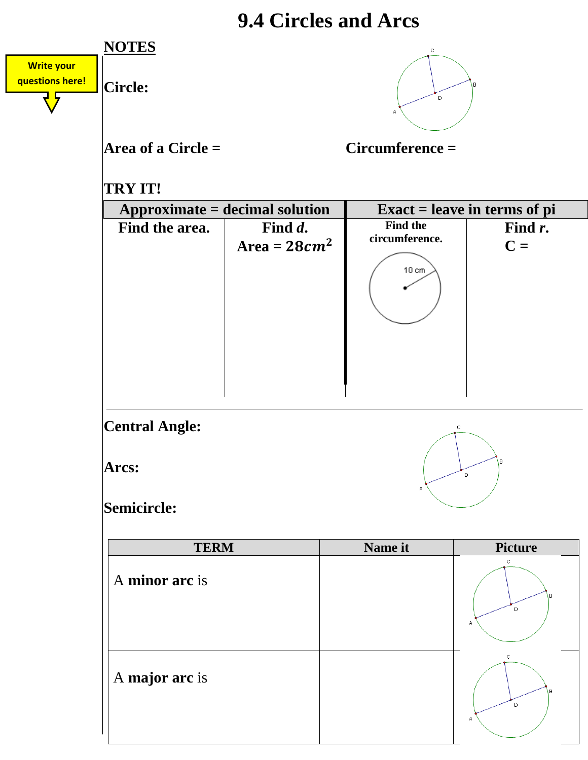# 9.4 Circles and Arcs

Write your questions here!

**NOTES**

**Circle:**

**Area of a Circle =**

**Circumference =**

**TRY IT!**

| Approximate = decimal solution | | Exact = leave in terms of pi | |
|---|---|---|---|
| **Find the area.** | **Find *d*.** Area = $28cm^2$ | **Find the circumference.** 10 cm | **Find *r*.** C = |

**Central Angle:**

**Arcs:**

**Semicircle:**

| TERM | Name it | Picture |
|---|---|---|
| A **minor arc** is | | |
| A **major arc** is | | |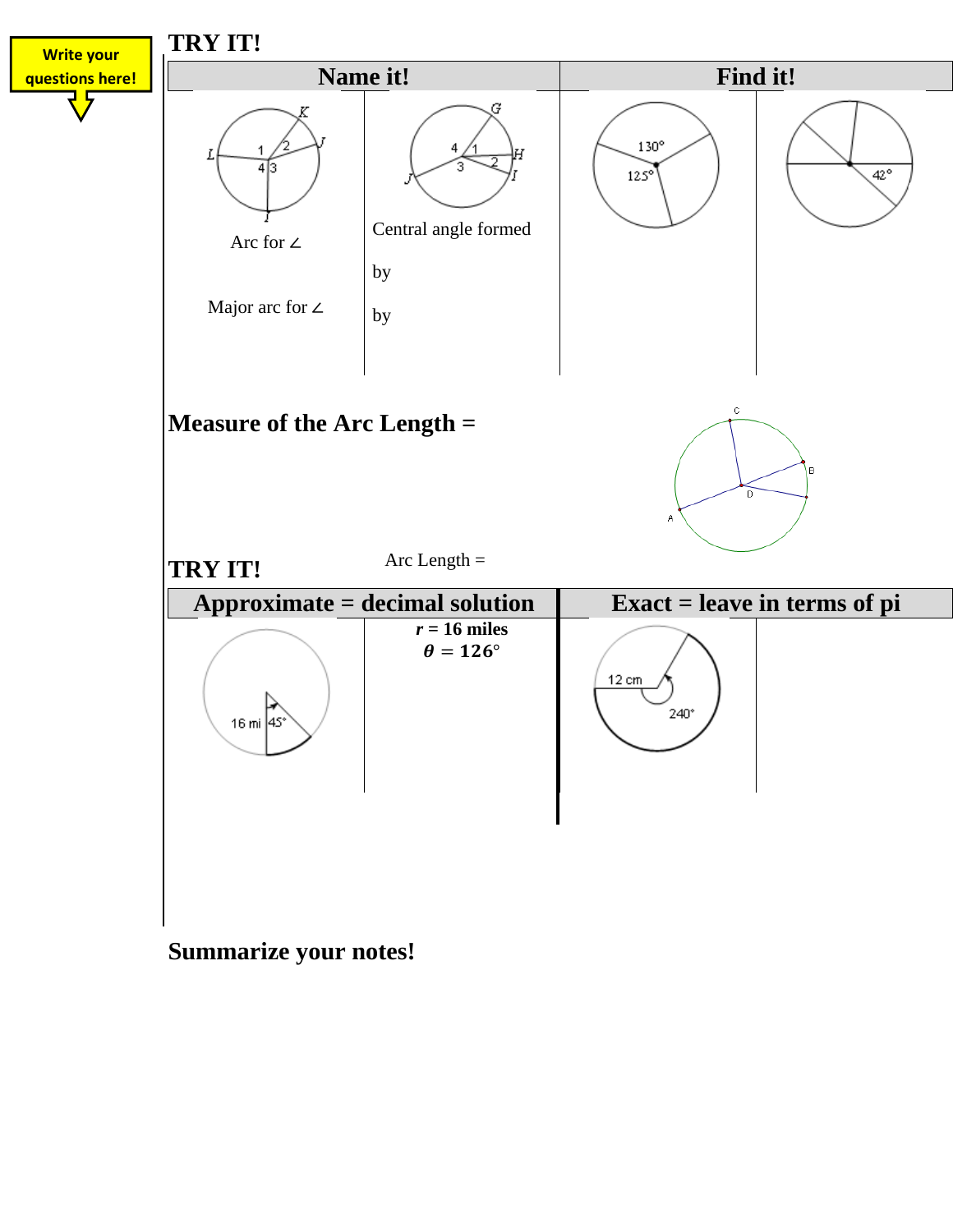Write your questions here!

## TRY IT!

| Name it! | | Find it! | |
|---|---|---|---|
| Arc for ∠<br><br>Major arc for ∠ | Central angle formed<br><br>by<br><br>by | 130°<br>125° | 42° |

## Measure of the Arc Length =

Arc Length =

## TRY IT!

| Approximate = decimal solution | | Exact = leave in terms of pi | |
|---|---|---|---|
| 16 mi, 45° | ***r*** **= 16 miles**<br>$\theta = 126°$ | 12 cm, 240° | |

## Summarize your notes!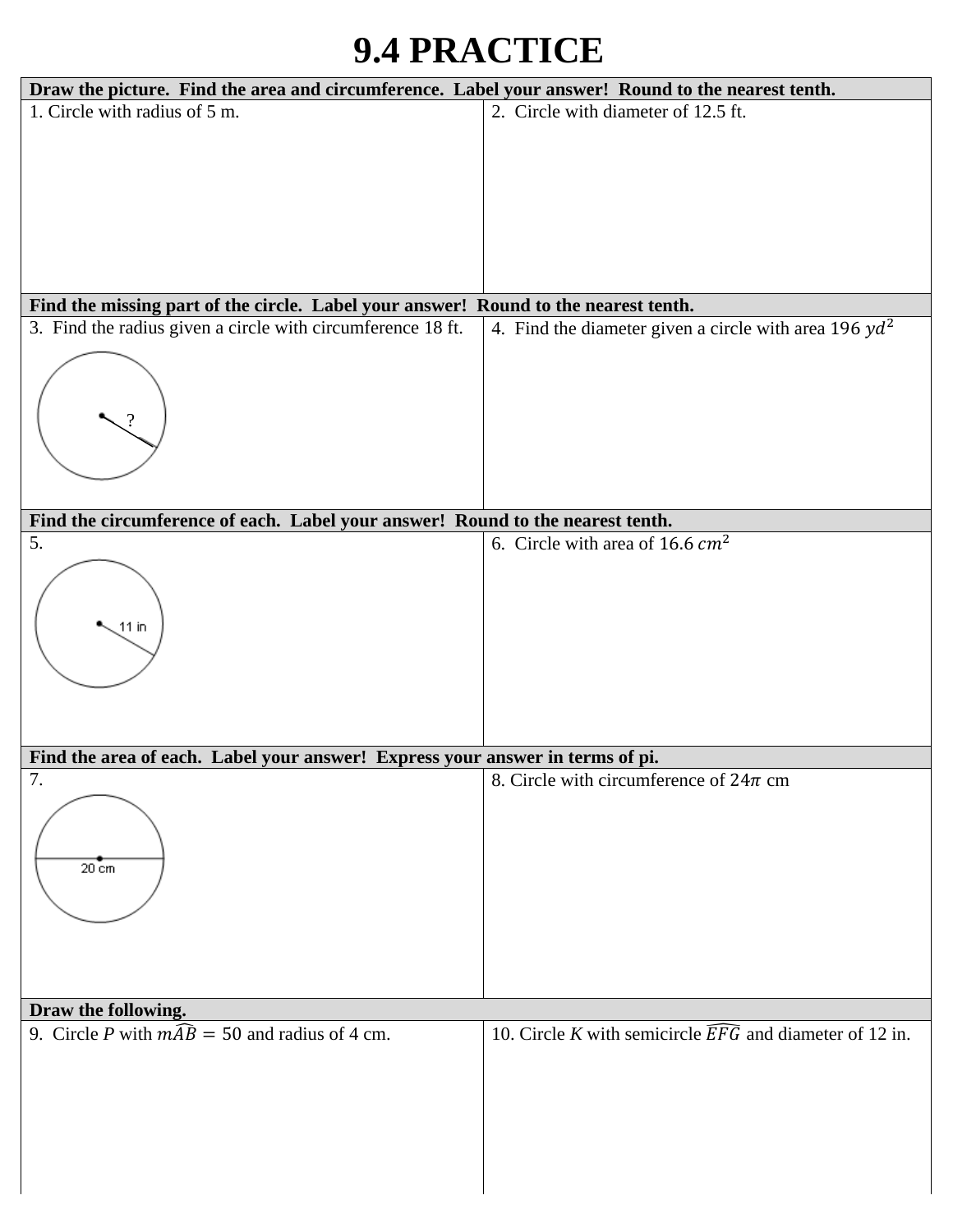# 9.4 PRACTICE

| Draw the picture. Find the area and circumference. Label your answer! Round to the nearest tenth. | |
|---|---|
| 1. Circle with radius of 5 m. | 2. Circle with diameter of 12.5 ft. |
| **Find the missing part of the circle. Label your answer! Round to the nearest tenth.** | |
| 3. Find the radius given a circle with circumference 18 ft. ? | 4. Find the diameter given a circle with area 196 $yd^2$ |
| **Find the circumference of each. Label your answer! Round to the nearest tenth.** | |
| 5. 11 in | 6. Circle with area of 16.6 $cm^2$ |
| **Find the area of each. Label your answer! Express your answer in terms of pi.** | |
| 7. 20 cm | 8. Circle with circumference of $24\pi$ cm |
| **Draw the following.** | |
| 9. Circle $P$ with $m\widehat{AB} = 50$ and radius of 4 cm. | 10. Circle $K$ with semicircle $\widehat{EFG}$ and diameter of 12 in. |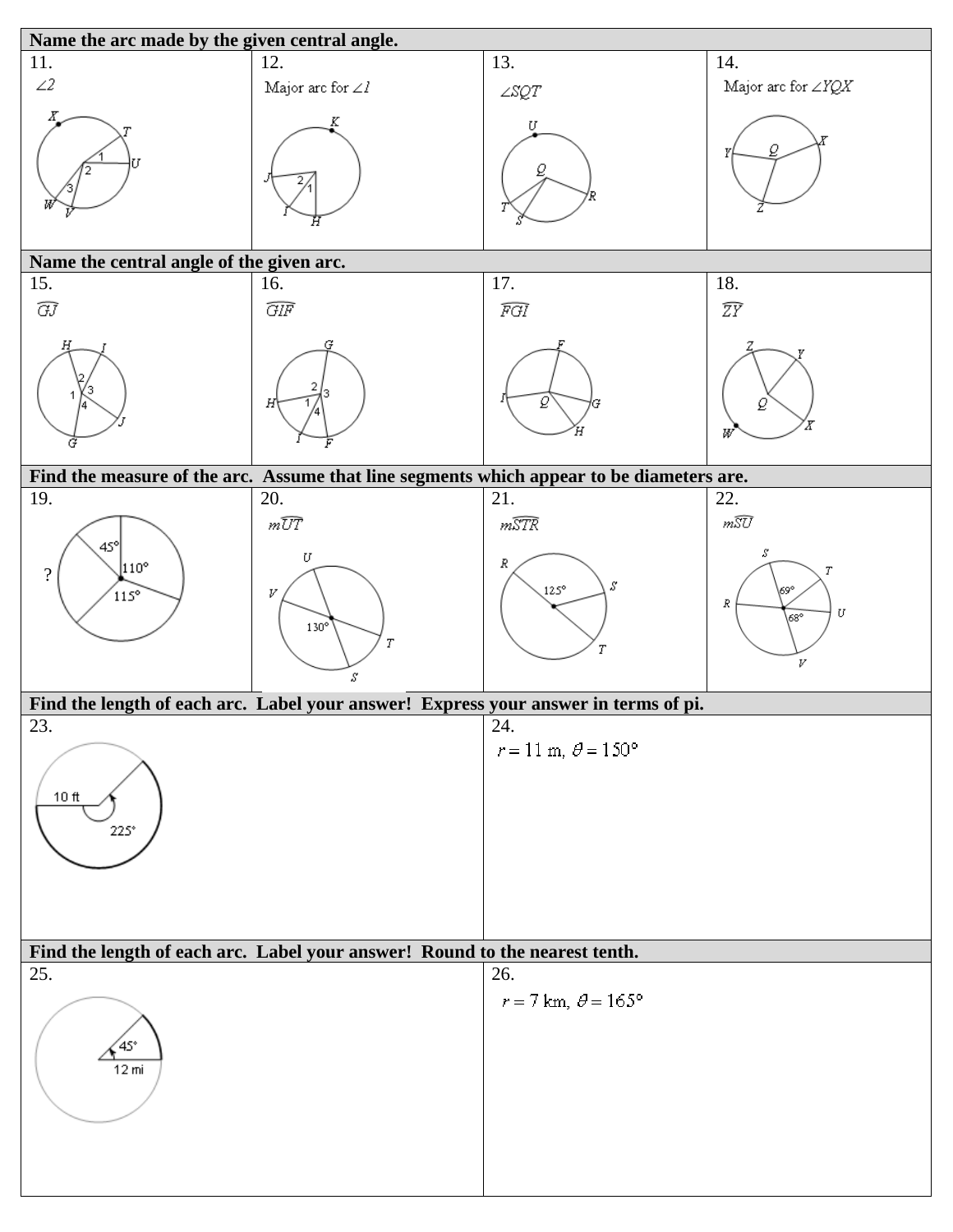**Name the arc made by the given central angle.**

| 11. | 12. | 13. | 14. |
|---|---|---|---|
| $\angle 2$ | Major arc for $\angle 1$ | $\angle SQT$ | Major arc for $\angle YQX$ |

**Name the central angle of the given arc.**

| 15. | 16. | 17. | 18. |
|---|---|---|---|
| $\overset{\frown}{GJ}$ | $\overset{\frown}{GIF}$ | $\overset{\frown}{FGI}$ | $\overset{\frown}{ZY}$ |

**Find the measure of the arc. Assume that line segments which appear to be diameters are.**

| 19. | 20. | 21. | 22. |
|---|---|---|---|
| 45°, 110°, 115°, ? | $m\overset{\frown}{UT}$ (130°) | $m\overset{\frown}{STR}$ (125°) | $m\overset{\frown}{SU}$ (69°, 68°) |

**Find the length of each arc. Label your answer! Express your answer in terms of pi.**

| 23. | 24. |
|---|---|
| 10 ft, 225° | $r = 11$ m, $\theta = 150°$ |

**Find the length of each arc. Label your answer! Round to the nearest tenth.**

| 25. | 26. |
|---|---|
| 45°, 12 mi | $r = 7$ km, $\theta = 165°$ |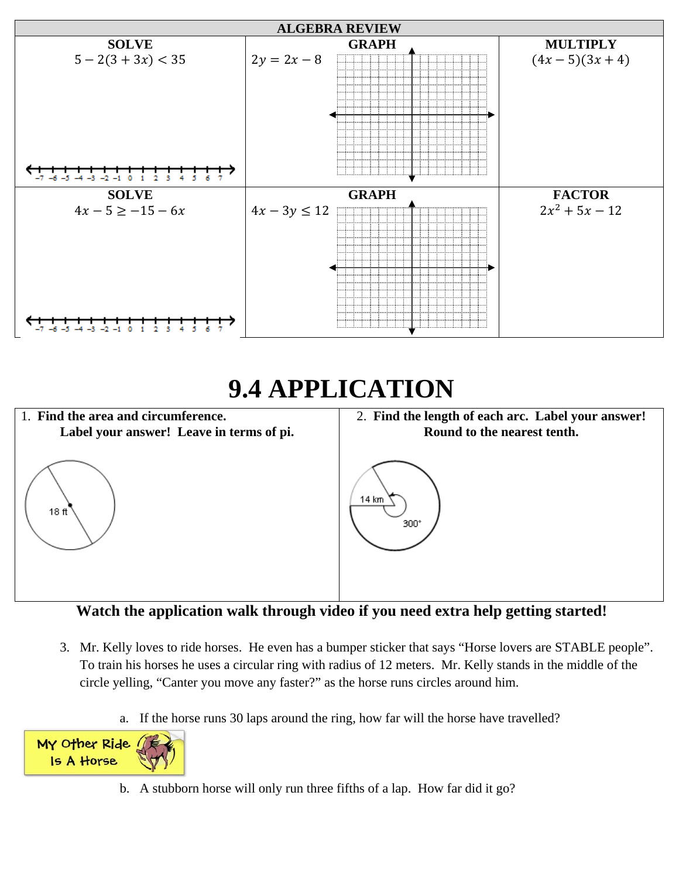## ALGEBRA REVIEW

| SOLVE | GRAPH | MULTIPLY |
|---|---|---|
| $5 - 2(3 + 3x) < 35$ | $2y = 2x - 8$ | $(4x - 5)(3x + 4)$ |
| **SOLVE** | **GRAPH** | **FACTOR** |
| $4x - 5 \geq -15 - 6x$ | $4x - 3y \leq 12$ | $2x^2 + 5x - 12$ |

# 9.4 APPLICATION

| 1. **Find the area and circumference. Label your answer! Leave in terms of pi.** | 2. **Find the length of each arc. Label your answer! Round to the nearest tenth.** |
|---|---|
| 18 ft | 14 km, 300° |

**Watch the application walk through video if you need extra help getting started!**

3. Mr. Kelly loves to ride horses. He even has a bumper sticker that says "Horse lovers are STABLE people". To train his horses he uses a circular ring with radius of 12 meters. Mr. Kelly stands in the middle of the circle yelling, "Canter you move any faster?" as the horse runs circles around him.

   a. If the horse runs 30 laps around the ring, how far will the horse have travelled?

   My Other Ride Is A Horse

   b. A stubborn horse will only run three fifths of a lap. How far did it go?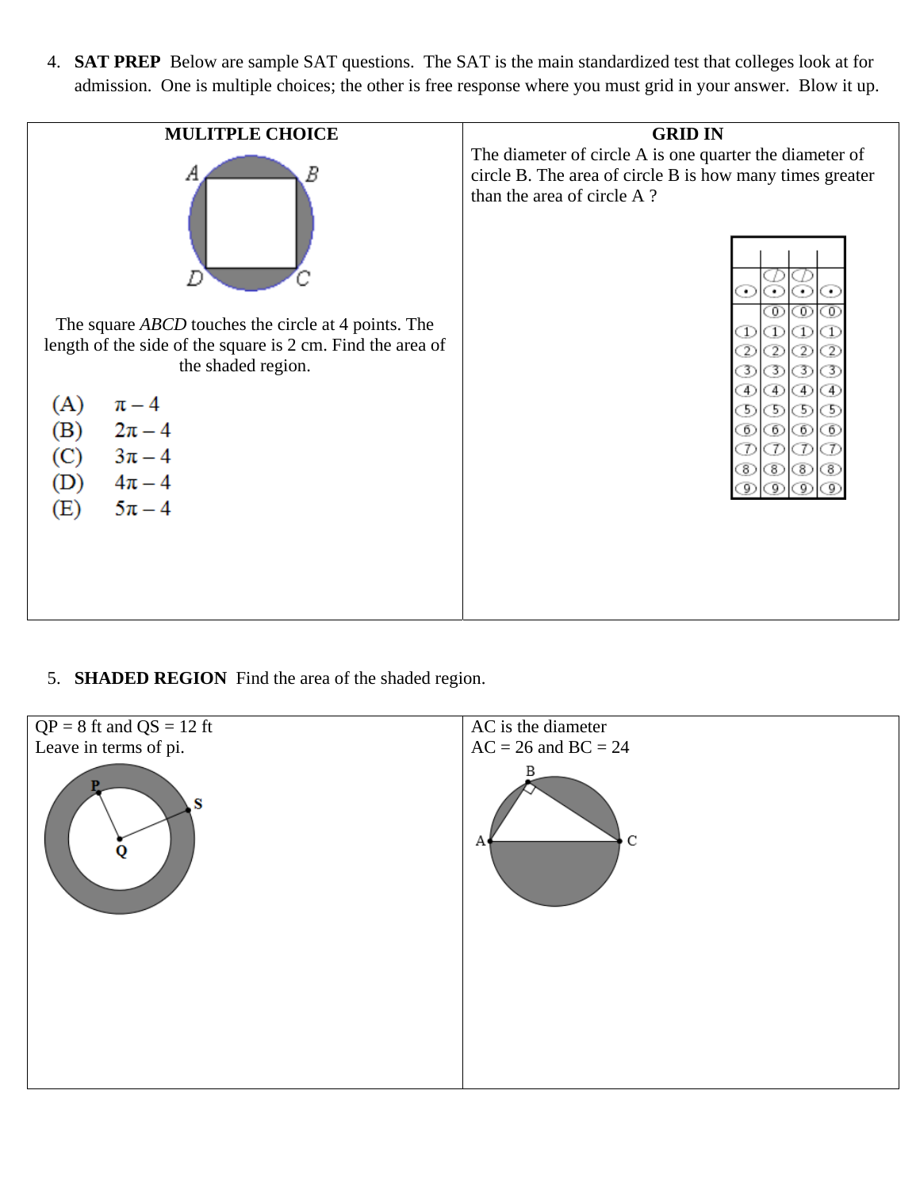4. **SAT PREP** Below are sample SAT questions. The SAT is the main standardized test that colleges look at for admission. One is multiple choices; the other is free response where you must grid in your answer. Blow it up.

**MULITPLE CHOICE**

A B D C

The square *ABCD* touches the circle at 4 points. The length of the side of the square is 2 cm. Find the area of the shaded region.

(A) $\pi - 4$
(B) $2\pi - 4$
(C) $3\pi - 4$
(D) $4\pi - 4$
(E) $5\pi - 4$

**GRID IN**

The diameter of circle A is one quarter the diameter of circle B. The area of circle B is how many times greater than the area of circle A ?

5. **SHADED REGION** Find the area of the shaded region.

QP = 8 ft and QS = 12 ft
Leave in terms of pi.

P S Q

AC is the diameter
AC = 26 and BC = 24

B A C